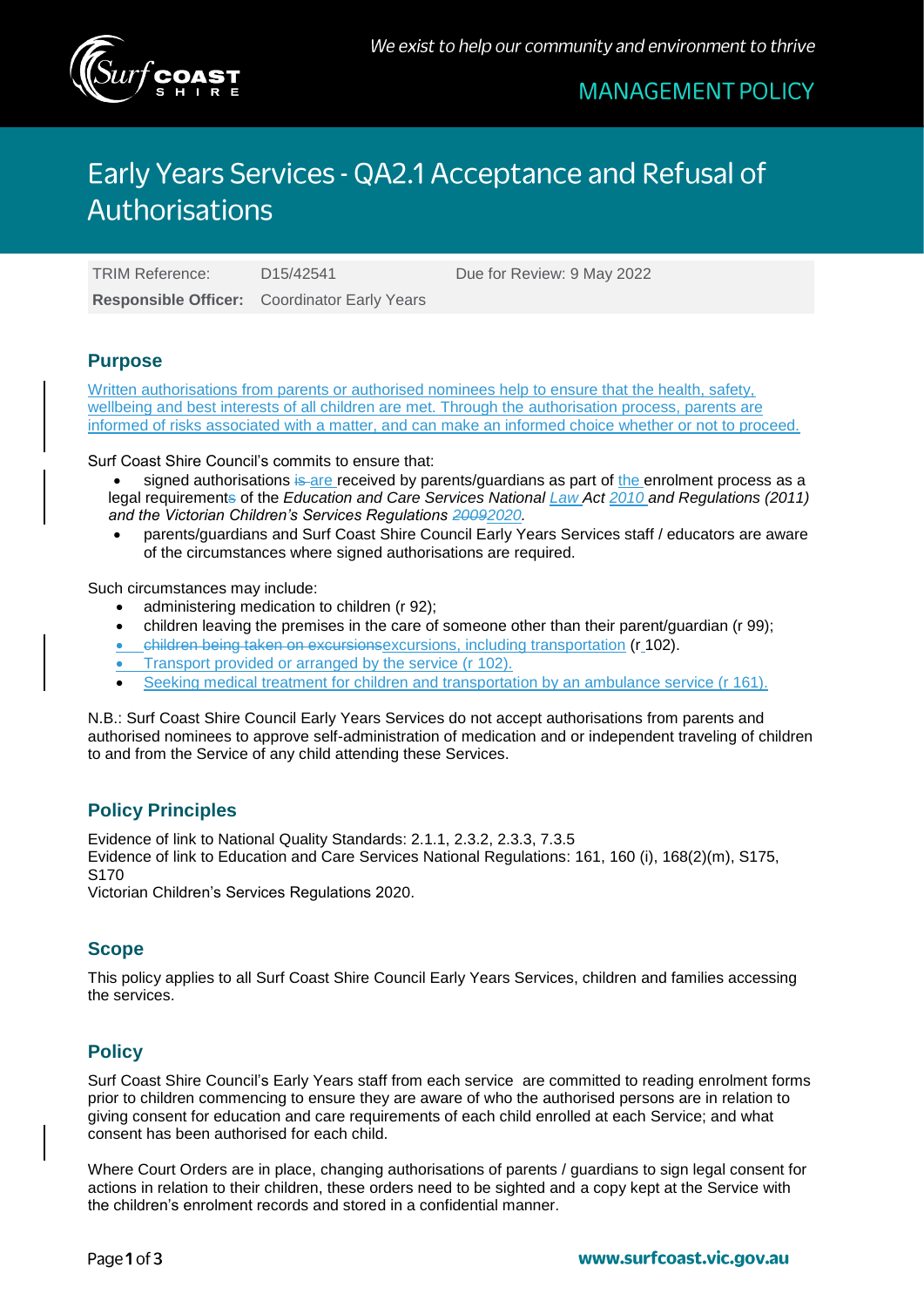MANAGEMENT POLICY

# Early Years Services - QA2.1 Acceptance and Refusal of Authorisations

| | | |
|---|---|---|
| TRIM Reference: | D15/42541 | Due for Review: 9 May 2022 |
| **Responsible Officer:** | Coordinator Early Years | |

## Purpose

Written authorisations from parents or authorised nominees help to ensure that the health, safety, wellbeing and best interests of all children are met. Through the authorisation process, parents are informed of risks associated with a matter, and can make an informed choice whether or not to proceed.

Surf Coast Shire Council's commits to ensure that:

- signed authorisations ~~is~~ are received by parents/guardians as part of the enrolment process as a legal requirement~~s~~ of the *Education and Care Services National Law Act 2010 and Regulations (2011) and the Victorian Children's Services Regulations ~~2009~~2020.*
- parents/guardians and Surf Coast Shire Council Early Years Services staff / educators are aware of the circumstances where signed authorisations are required.

Such circumstances may include:

- administering medication to children (r 92);
- children leaving the premises in the care of someone other than their parent/guardian (r 99);
- ~~children being taken on excursions~~excursions, including transportation (r 102).
- Transport provided or arranged by the service (r 102).
- Seeking medical treatment for children and transportation by an ambulance service (r 161).

N.B.: Surf Coast Shire Council Early Years Services do not accept authorisations from parents and authorised nominees to approve self-administration of medication and or independent traveling of children to and from the Service of any child attending these Services.

## Policy Principles

Evidence of link to National Quality Standards: 2.1.1, 2.3.2, 2.3.3, 7.3.5
Evidence of link to Education and Care Services National Regulations: 161, 160 (i), 168(2)(m), S175, S170
Victorian Children's Services Regulations 2020.

## Scope

This policy applies to all Surf Coast Shire Council Early Years Services, children and families accessing the services.

## Policy

Surf Coast Shire Council's Early Years staff from each service are committed to reading enrolment forms prior to children commencing to ensure they are aware of who the authorised persons are in relation to giving consent for education and care requirements of each child enrolled at each Service; and what consent has been authorised for each child.

Where Court Orders are in place, changing authorisations of parents / guardians to sign legal consent for actions in relation to their children, these orders need to be sighted and a copy kept at the Service with the children's enrolment records and stored in a confidential manner.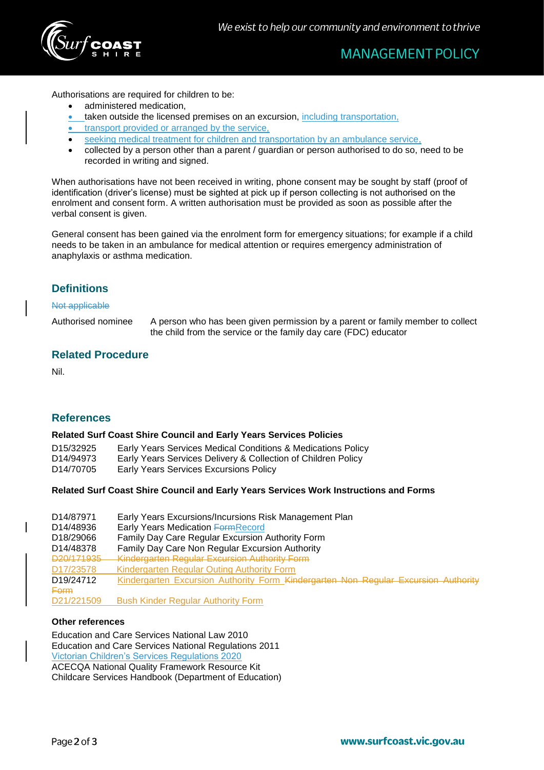Authorisations are required for children to be:

- administered medication,
- taken outside the licensed premises on an excursion, including transportation,
- transport provided or arranged by the service,
- seeking medical treatment for children and transportation by an ambulance service,
- collected by a person other than a parent / guardian or person authorised to do so, need to be recorded in writing and signed.

When authorisations have not been received in writing, phone consent may be sought by staff (proof of identification (driver's license) must be sighted at pick up if person collecting is not authorised on the enrolment and consent form. A written authorisation must be provided as soon as possible after the verbal consent is given.

General consent has been gained via the enrolment form for emergency situations; for example if a child needs to be taken in an ambulance for medical attention or requires emergency administration of anaphylaxis or asthma medication.

## Definitions

~~Not applicable~~

| | |
|---|---|
| Authorised nominee | A person who has been given permission by a parent or family member to collect the child from the service or the family day care (FDC) educator |

## Related Procedure

Nil.

## References

**Related Surf Coast Shire Council and Early Years Services Policies**

| | |
|---|---|
| D15/32925 | Early Years Services Medical Conditions & Medications Policy |
| D14/94973 | Early Years Services Delivery & Collection of Children Policy |
| D14/70705 | Early Years Services Excursions Policy |

**Related Surf Coast Shire Council and Early Years Services Work Instructions and Forms**

| | |
|---|---|
| D14/87971 | Early Years Excursions/Incursions Risk Management Plan |
| D14/48936 | Early Years Medication ~~Form~~Record |
| D18/29066 | Family Day Care Regular Excursion Authority Form |
| D14/48378 | Family Day Care Non Regular Excursion Authority |
| ~~D20/171935~~ | ~~Kindergarten Regular Excursion Authority Form~~ |
| D17/23578 | Kindergarten Regular Outing Authority Form |
| D19/24712 | Kindergarten Excursion Authority Form ~~Kindergarten Non Regular Excursion Authority Form~~ |
| D21/221509 | Bush Kinder Regular Authority Form |

**Other references**

Education and Care Services National Law 2010
Education and Care Services National Regulations 2011
Victorian Children's Services Regulations 2020
ACECQA National Quality Framework Resource Kit
Childcare Services Handbook (Department of Education)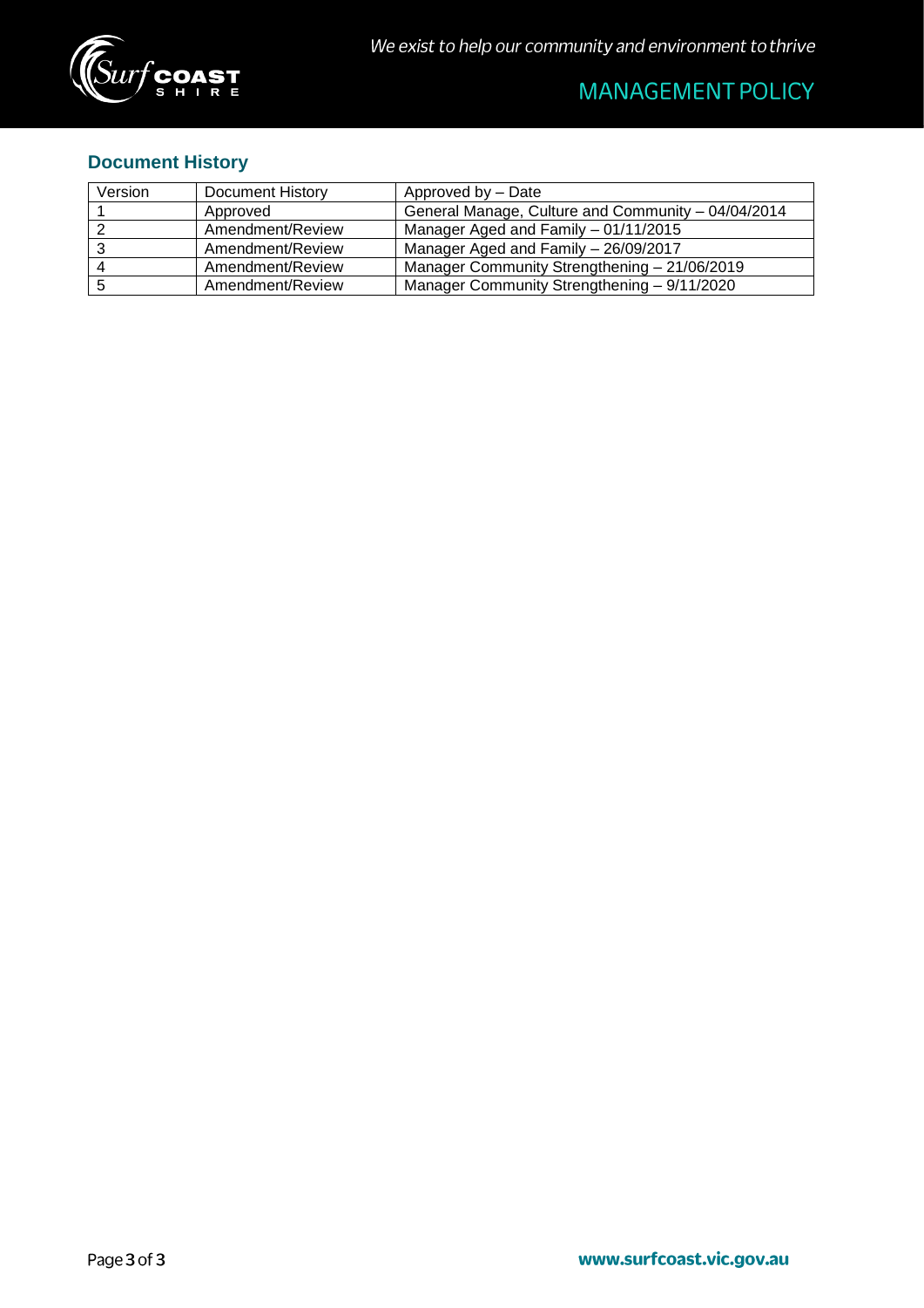## Document History

| Version | Document History | Approved by – Date |
| --- | --- | --- |
| 1 | Approved | General Manage, Culture and Community – 04/04/2014 |
| 2 | Amendment/Review | Manager Aged and Family – 01/11/2015 |
| 3 | Amendment/Review | Manager Aged and Family – 26/09/2017 |
| 4 | Amendment/Review | Manager Community Strengthening – 21/06/2019 |
| 5 | Amendment/Review | Manager Community Strengthening – 9/11/2020 |